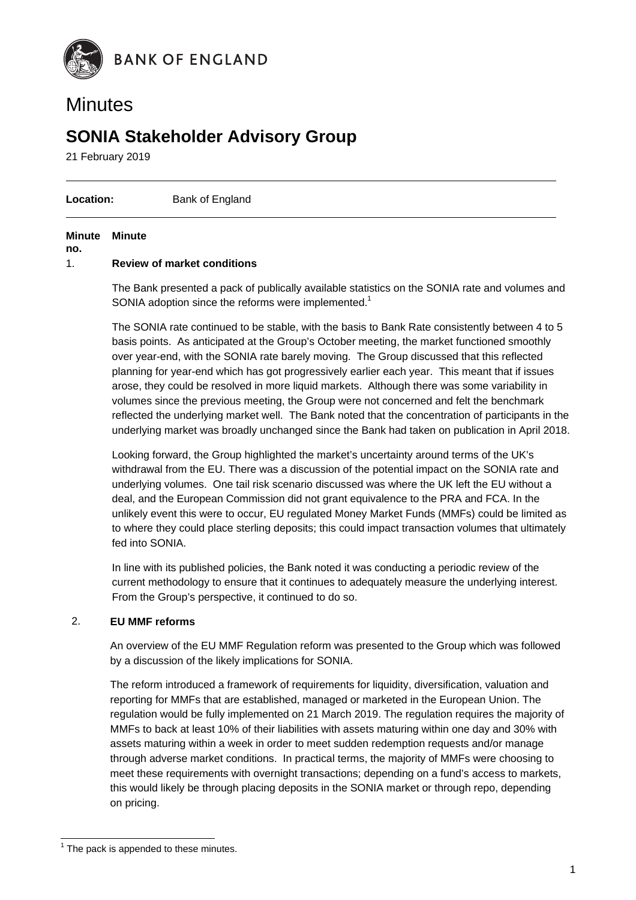BANK OF ENGLAND

# Minutes

## SONIA Stakeholder Advisory Group

21 February 2019

**Location:** Bank of England

| Minute no. | Minute |
|---|---|

1. **Review of market conditions**

The Bank presented a pack of publically available statistics on the SONIA rate and volumes and SONIA adoption since the reforms were implemented.[1]

The SONIA rate continued to be stable, with the basis to Bank Rate consistently between 4 to 5 basis points. As anticipated at the Group's October meeting, the market functioned smoothly over year-end, with the SONIA rate barely moving. The Group discussed that this reflected planning for year-end which has got progressively earlier each year. This meant that if issues arose, they could be resolved in more liquid markets. Although there was some variability in volumes since the previous meeting, the Group were not concerned and felt the benchmark reflected the underlying market well. The Bank noted that the concentration of participants in the underlying market was broadly unchanged since the Bank had taken on publication in April 2018.

Looking forward, the Group highlighted the market's uncertainty around terms of the UK's withdrawal from the EU. There was a discussion of the potential impact on the SONIA rate and underlying volumes. One tail risk scenario discussed was where the UK left the EU without a deal, and the European Commission did not grant equivalence to the PRA and FCA. In the unlikely event this were to occur, EU regulated Money Market Funds (MMFs) could be limited as to where they could place sterling deposits; this could impact transaction volumes that ultimately fed into SONIA.

In line with its published policies, the Bank noted it was conducting a periodic review of the current methodology to ensure that it continues to adequately measure the underlying interest. From the Group's perspective, it continued to do so.

2. **EU MMF reforms**

An overview of the EU MMF Regulation reform was presented to the Group which was followed by a discussion of the likely implications for SONIA.

The reform introduced a framework of requirements for liquidity, diversification, valuation and reporting for MMFs that are established, managed or marketed in the European Union. The regulation would be fully implemented on 21 March 2019. The regulation requires the majority of MMFs to back at least 10% of their liabilities with assets maturing within one day and 30% with assets maturing within a week in order to meet sudden redemption requests and/or manage through adverse market conditions. In practical terms, the majority of MMFs were choosing to meet these requirements with overnight transactions; depending on a fund's access to markets, this would likely be through placing deposits in the SONIA market or through repo, depending on pricing.

[1] The pack is appended to these minutes.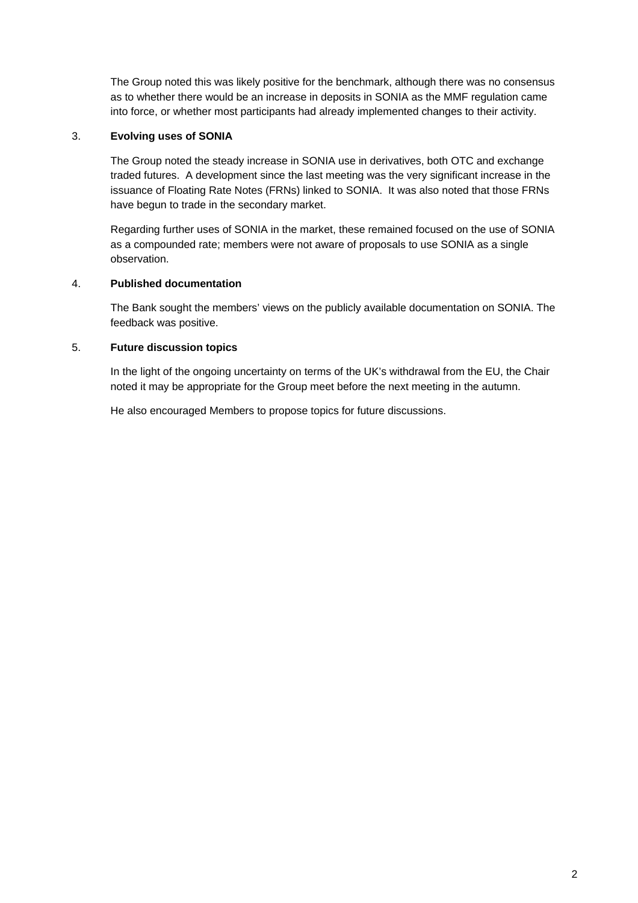The Group noted this was likely positive for the benchmark, although there was no consensus as to whether there would be an increase in deposits in SONIA as the MMF regulation came into force, or whether most participants had already implemented changes to their activity.

3. **Evolving uses of SONIA**

The Group noted the steady increase in SONIA use in derivatives, both OTC and exchange traded futures. A development since the last meeting was the very significant increase in the issuance of Floating Rate Notes (FRNs) linked to SONIA. It was also noted that those FRNs have begun to trade in the secondary market.

Regarding further uses of SONIA in the market, these remained focused on the use of SONIA as a compounded rate; members were not aware of proposals to use SONIA as a single observation.

4. **Published documentation**

The Bank sought the members' views on the publicly available documentation on SONIA. The feedback was positive.

5. **Future discussion topics**

In the light of the ongoing uncertainty on terms of the UK's withdrawal from the EU, the Chair noted it may be appropriate for the Group meet before the next meeting in the autumn.

He also encouraged Members to propose topics for future discussions.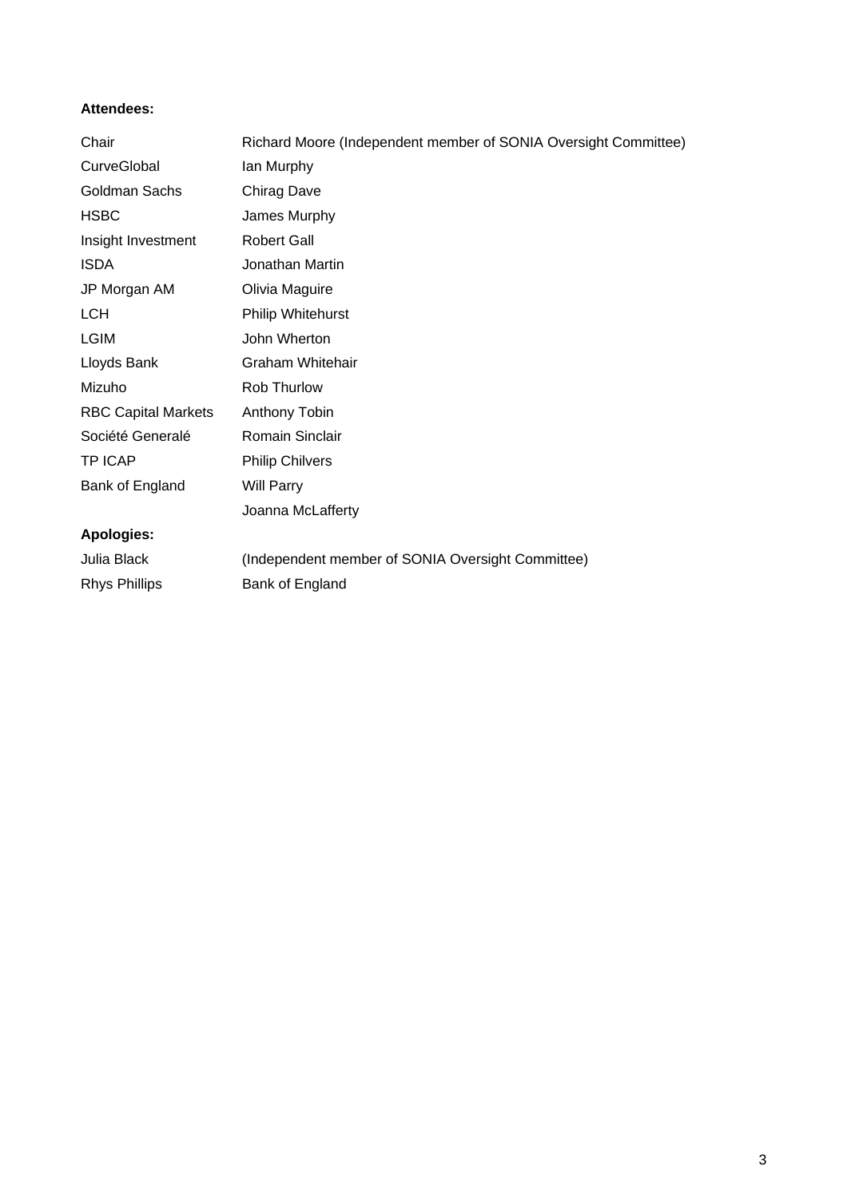**Attendees:**

| | |
|---|---|
| Chair | Richard Moore (Independent member of SONIA Oversight Committee) |
| CurveGlobal | Ian Murphy |
| Goldman Sachs | Chirag Dave |
| HSBC | James Murphy |
| Insight Investment | Robert Gall |
| ISDA | Jonathan Martin |
| JP Morgan AM | Olivia Maguire |
| LCH | Philip Whitehurst |
| LGIM | John Wherton |
| Lloyds Bank | Graham Whitehair |
| Mizuho | Rob Thurlow |
| RBC Capital Markets | Anthony Tobin |
| Société Generalé | Romain Sinclair |
| TP ICAP | Philip Chilvers |
| Bank of England | Will Parry |
| | Joanna McLafferty |

**Apologies:**

| | |
|---|---|
| Julia Black | (Independent member of SONIA Oversight Committee) |
| Rhys Phillips | Bank of England |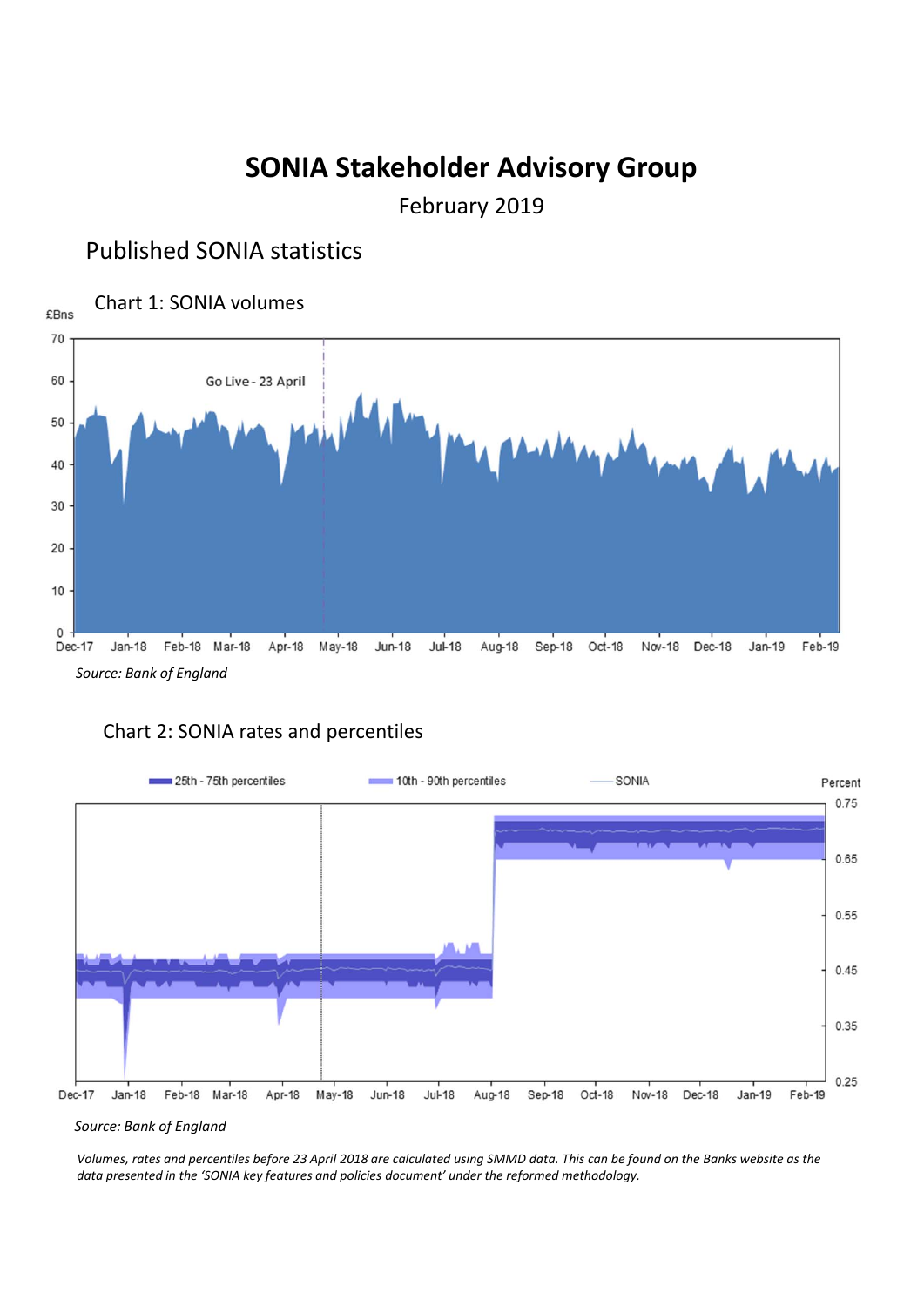# SONIA Stakeholder Advisory Group

February 2019

## Published SONIA statistics

### Chart 1: SONIA volumes

*Source: Bank of England*

### Chart 2: SONIA rates and percentiles

*Source: Bank of England*

*Volumes, rates and percentiles before 23 April 2018 are calculated using SMMD data. This can be found on the Banks website as the data presented in the 'SONIA key features and policies document' under the reformed methodology.*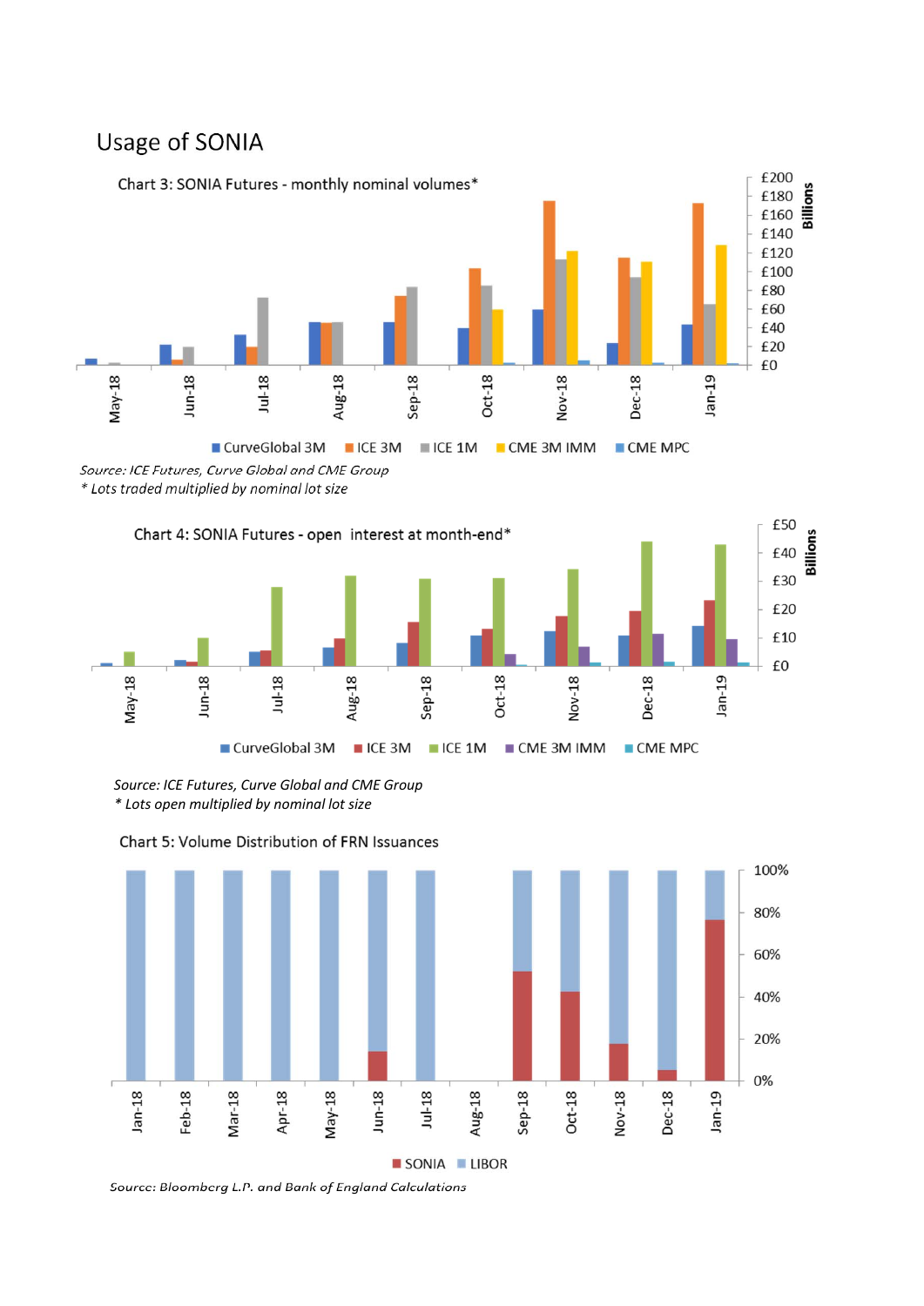## Usage of SONIA

Chart 3: SONIA Futures - monthly nominal volumes*

£200
£180
£160
£140
£120
£100
£80
£60
£40
£20
£0

Billions

May-18
Jun-18
Jul-18
Aug-18
Sep-18
Oct-18
Nov-18
Dec-18
Jan-19

CurveGlobal 3M   ICE 3M   ICE 1M   CME 3M IMM   CME MPC

*Source: ICE Futures, Curve Global and CME Group*

*\* Lots traded multiplied by nominal lot size*

Chart 4: SONIA Futures - open interest at month-end*

£50
£40
£30
£20
£10
£0

Billions

May-18
Jun-18
Jul-18
Aug-18
Sep-18
Oct-18
Nov-18
Dec-18
Jan-19

CurveGlobal 3M   ICE 3M   ICE 1M   CME 3M IMM   CME MPC

*Source: ICE Futures, Curve Global and CME Group*

*\* Lots open multiplied by nominal lot size*

Chart 5: Volume Distribution of FRN Issuances

100%
80%
60%
40%
20%
0%

Jan-18
Feb-18
Mar-18
Apr-18
May-18
Jun-18
Jul-18
Aug-18
Sep-18
Oct-18
Nov-18
Dec-18
Jan-19

SONIA   LIBOR

*Source: Bloomberg L.P. and Bank of England Calculations*